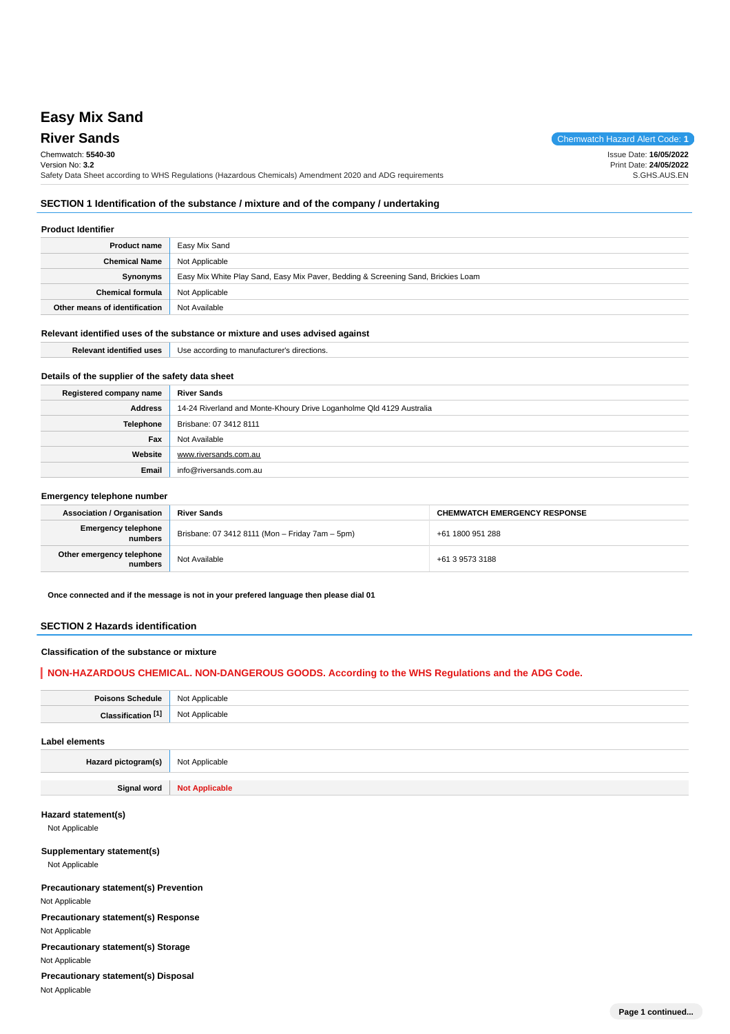# Easy Mix Sand

## River Sands

Chemwatch Hazard Alert Code: **1**

Chemwatch: **5540-30**
Version No: **3.2**
Safety Data Sheet according to WHS Regulations (Hazardous Chemicals) Amendment 2020 and ADG requirements

Issue Date: **16/05/2022**
Print Date: **24/05/2022**
S.GHS.AUS.EN

## SECTION 1 Identification of the substance / mixture and of the company / undertaking

### Product Identifier

| | |
|---|---|
| **Product name** | Easy Mix Sand |
| **Chemical Name** | Not Applicable |
| **Synonyms** | Easy Mix White Play Sand, Easy Mix Paver, Bedding & Screening Sand, Brickies Loam |
| **Chemical formula** | Not Applicable |
| **Other means of identification** | Not Available |

### Relevant identified uses of the substance or mixture and uses advised against

| | |
|---|---|
| **Relevant identified uses** | Use according to manufacturer's directions. |

### Details of the supplier of the safety data sheet

| | |
|---|---|
| **Registered company name** | River Sands |
| **Address** | 14-24 Riverland and Monte-Khoury Drive Loganholme Qld 4129 Australia |
| **Telephone** | Brisbane: 07 3412 8111 |
| **Fax** | Not Available |
| **Website** | www.riversands.com.au |
| **Email** | info@riversands.com.au |

### Emergency telephone number

| **Association / Organisation** | **River Sands** | **CHEMWATCH EMERGENCY RESPONSE** |
|---|---|---|
| **Emergency telephone numbers** | Brisbane: 07 3412 8111 (Mon – Friday 7am – 5pm) | +61 1800 951 288 |
| **Other emergency telephone numbers** | Not Available | +61 3 9573 3188 |

**Once connected and if the message is not in your prefered language then please dial 01**

## SECTION 2 Hazards identification

### Classification of the substance or mixture

**NON-HAZARDOUS CHEMICAL. NON-DANGEROUS GOODS. According to the WHS Regulations and the ADG Code.**

| | |
|---|---|
| **Poisons Schedule** | Not Applicable |
| **Classification [1]** | Not Applicable |

### Label elements

| | |
|---|---|
| **Hazard pictogram(s)** | Not Applicable |
| **Signal word** | **Not Applicable** |

### Hazard statement(s)

Not Applicable

### Supplementary statement(s)

Not Applicable

### Precautionary statement(s) Prevention

Not Applicable

### Precautionary statement(s) Response

Not Applicable

### Precautionary statement(s) Storage

Not Applicable

### Precautionary statement(s) Disposal

Not Applicable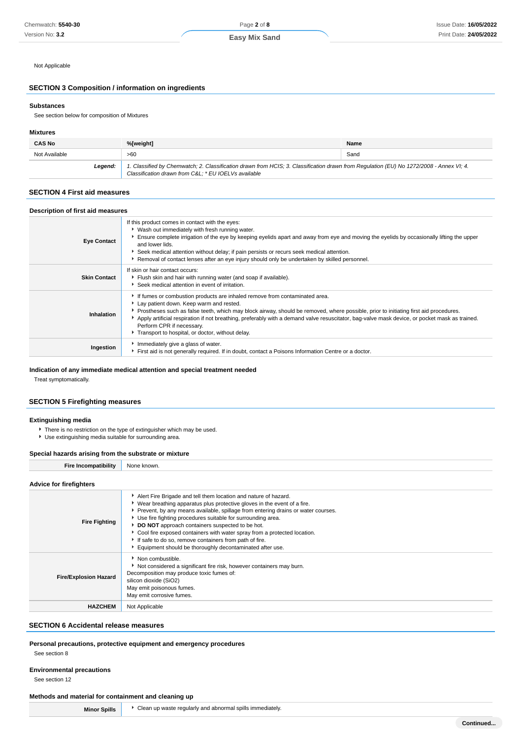Not Applicable

## SECTION 3 Composition / information on ingredients

### Substances

See section below for composition of Mixtures

### Mixtures

| CAS No | %[weight] | Name |
|---|---|---|
| Not Available | >60 | Sand |
| ***Legend:*** | *1. Classified by Chemwatch; 2. Classification drawn from HCIS; 3. Classification drawn from Regulation (EU) No 1272/2008 - Annex VI; 4. Classification drawn from C&L; * EU IOELVs available* | |

## SECTION 4 First aid measures

### Description of first aid measures

| | |
|---|---|
| **Eye Contact** | If this product comes in contact with the eyes:<br>▸ Wash out immediately with fresh running water.<br>▸ Ensure complete irrigation of the eye by keeping eyelids apart and away from eye and moving the eyelids by occasionally lifting the upper and lower lids.<br>▸ Seek medical attention without delay; if pain persists or recurs seek medical attention.<br>▸ Removal of contact lenses after an eye injury should only be undertaken by skilled personnel. |
| **Skin Contact** | If skin or hair contact occurs:<br>▸ Flush skin and hair with running water (and soap if available).<br>▸ Seek medical attention in event of irritation. |
| **Inhalation** | ▸ If fumes or combustion products are inhaled remove from contaminated area.<br>▸ Lay patient down. Keep warm and rested.<br>▸ Prostheses such as false teeth, which may block airway, should be removed, where possible, prior to initiating first aid procedures.<br>▸ Apply artificial respiration if not breathing, preferably with a demand valve resuscitator, bag-valve mask device, or pocket mask as trained. Perform CPR if necessary.<br>▸ Transport to hospital, or doctor, without delay. |
| **Ingestion** | ▸ Immediately give a glass of water.<br>▸ First aid is not generally required. If in doubt, contact a Poisons Information Centre or a doctor. |

### Indication of any immediate medical attention and special treatment needed

Treat symptomatically.

## SECTION 5 Firefighting measures

### Extinguishing media

- There is no restriction on the type of extinguisher which may be used.
- Use extinguishing media suitable for surrounding area.

### Special hazards arising from the substrate or mixture

| | |
|---|---|
| **Fire Incompatibility** | None known. |

### Advice for firefighters

| | |
|---|---|
| **Fire Fighting** | ▸ Alert Fire Brigade and tell them location and nature of hazard.<br>▸ Wear breathing apparatus plus protective gloves in the event of a fire.<br>▸ Prevent, by any means available, spillage from entering drains or water courses.<br>▸ Use fire fighting procedures suitable for surrounding area.<br>▸ **DO NOT** approach containers suspected to be hot.<br>▸ Cool fire exposed containers with water spray from a protected location.<br>▸ If safe to do so, remove containers from path of fire.<br>▸ Equipment should be thoroughly decontaminated after use. |
| **Fire/Explosion Hazard** | ▸ Non combustible.<br>▸ Not considered a significant fire risk, however containers may burn.<br>Decomposition may produce toxic fumes of:<br>silicon dioxide ($SiO_2$)<br>May emit poisonous fumes.<br>May emit corrosive fumes. |
| **HAZCHEM** | Not Applicable |

## SECTION 6 Accidental release measures

### Personal precautions, protective equipment and emergency procedures

See section 8

### Environmental precautions

See section 12

### Methods and material for containment and cleaning up

| | |
|---|---|
| **Minor Spills** | ▸ Clean up waste regularly and abnormal spills immediately. |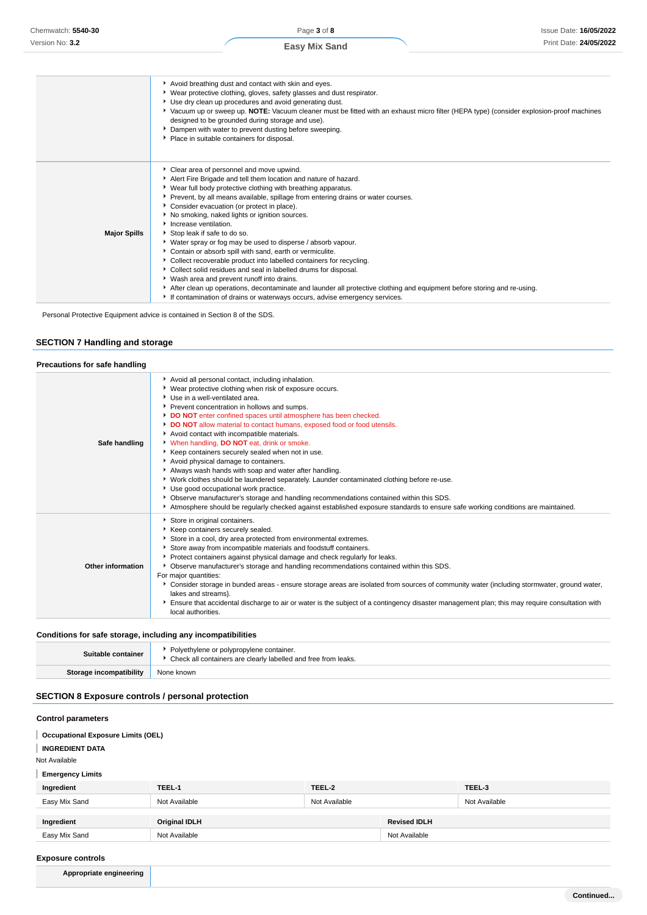| | |
|---|---|
| | - Avoid breathing dust and contact with skin and eyes.<br>- Wear protective clothing, gloves, safety glasses and dust respirator.<br>- Use dry clean up procedures and avoid generating dust.<br>- Vacuum up or sweep up. **NOTE:** Vacuum cleaner must be fitted with an exhaust micro filter (HEPA type) (consider explosion-proof machines designed to be grounded during storage and use).<br>- Dampen with water to prevent dusting before sweeping.<br>- Place in suitable containers for disposal. |
| **Major Spills** | - Clear area of personnel and move upwind.<br>- Alert Fire Brigade and tell them location and nature of hazard.<br>- Wear full body protective clothing with breathing apparatus.<br>- Prevent, by all means available, spillage from entering drains or water courses.<br>- Consider evacuation (or protect in place).<br>- No smoking, naked lights or ignition sources.<br>- Increase ventilation.<br>- Stop leak if safe to do so.<br>- Water spray or fog may be used to disperse / absorb vapour.<br>- Contain or absorb spill with sand, earth or vermiculite.<br>- Collect recoverable product into labelled containers for recycling.<br>- Collect solid residues and seal in labelled drums for disposal.<br>- Wash area and prevent runoff into drains.<br>- After clean up operations, decontaminate and launder all protective clothing and equipment before storing and re-using.<br>- If contamination of drains or waterways occurs, advise emergency services. |

Personal Protective Equipment advice is contained in Section 8 of the SDS.

## SECTION 7 Handling and storage

### Precautions for safe handling

| | |
|---|---|
| **Safe handling** | - Avoid all personal contact, including inhalation.<br>- Wear protective clothing when risk of exposure occurs.<br>- Use in a well-ventilated area.<br>- Prevent concentration in hollows and sumps.<br>- **DO NOT** enter confined spaces until atmosphere has been checked.<br>- **DO NOT** allow material to contact humans, exposed food or food utensils.<br>- Avoid contact with incompatible materials.<br>- When handling, **DO NOT** eat, drink or smoke.<br>- Keep containers securely sealed when not in use.<br>- Avoid physical damage to containers.<br>- Always wash hands with soap and water after handling.<br>- Work clothes should be laundered separately. Launder contaminated clothing before re-use.<br>- Use good occupational work practice.<br>- Observe manufacturer's storage and handling recommendations contained within this SDS.<br>- Atmosphere should be regularly checked against established exposure standards to ensure safe working conditions are maintained. |
| **Other information** | - Store in original containers.<br>- Keep containers securely sealed.<br>- Store in a cool, dry area protected from environmental extremes.<br>- Store away from incompatible materials and foodstuff containers.<br>- Protect containers against physical damage and check regularly for leaks.<br>- Observe manufacturer's storage and handling recommendations contained within this SDS.<br>For major quantities:<br>- Consider storage in bunded areas - ensure storage areas are isolated from sources of community water (including stormwater, ground water, lakes and streams}.<br>- Ensure that accidental discharge to air or water is the subject of a contingency disaster management plan; this may require consultation with local authorities. |

### Conditions for safe storage, including any incompatibilities

| | |
|---|---|
| **Suitable container** | - Polyethylene or polypropylene container.<br>- Check all containers are clearly labelled and free from leaks. |
| **Storage incompatibility** | None known |

## SECTION 8 Exposure controls / personal protection

### Control parameters

**Occupational Exposure Limits (OEL)**

**INGREDIENT DATA**

Not Available

**Emergency Limits**

| Ingredient | TEEL-1 | TEEL-2 | TEEL-3 |
|---|---|---|---|
| Easy Mix Sand | Not Available | Not Available | Not Available |

| Ingredient | Original IDLH | Revised IDLH |
|---|---|---|
| Easy Mix Sand | Not Available | Not Available |

### Exposure controls

| | |
|---|---|
| **Appropriate engineering** | |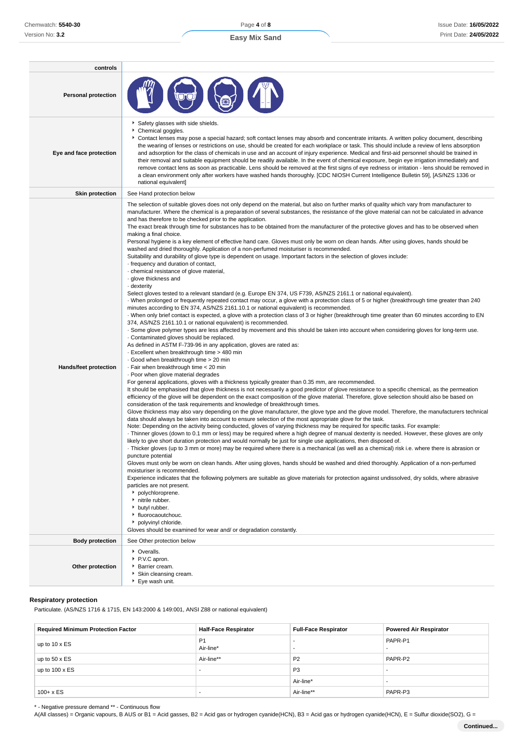| controls | |
|---|---|
| Personal protection | |
| Eye and face protection | ▸ Safety glasses with side shields.<br>▸ Chemical goggles.<br>▸ Contact lenses may pose a special hazard; soft contact lenses may absorb and concentrate irritants. A written policy document, describing the wearing of lenses or restrictions on use, should be created for each workplace or task. This should include a review of lens absorption and adsorption for the class of chemicals in use and an account of injury experience. Medical and first-aid personnel should be trained in their removal and suitable equipment should be readily available. In the event of chemical exposure, begin eye irrigation immediately and remove contact lens as soon as practicable. Lens should be removed at the first signs of eye redness or irritation - lens should be removed in a clean environment only after workers have washed hands thoroughly. [CDC NIOSH Current Intelligence Bulletin 59], [AS/NZS 1336 or national equivalent] |
| Skin protection | See Hand protection below |
| Hands/feet protection | The selection of suitable gloves does not only depend on the material, but also on further marks of quality which vary from manufacturer to manufacturer. Where the chemical is a preparation of several substances, the resistance of the glove material can not be calculated in advance and has therefore to be checked prior to the application.<br>The exact break through time for substances has to be obtained from the manufacturer of the protective gloves and has to be observed when making a final choice.<br>Personal hygiene is a key element of effective hand care. Gloves must only be worn on clean hands. After using gloves, hands should be washed and dried thoroughly. Application of a non-perfumed moisturiser is recommended.<br>Suitability and durability of glove type is dependent on usage. Important factors in the selection of gloves include:<br>· frequency and duration of contact,<br>· chemical resistance of glove material,<br>· glove thickness and<br>· dexterity<br>Select gloves tested to a relevant standard (e.g. Europe EN 374, US F739, AS/NZS 2161.1 or national equivalent).<br>· When prolonged or frequently repeated contact may occur, a glove with a protection class of 5 or higher (breakthrough time greater than 240 minutes according to EN 374, AS/NZS 2161.10.1 or national equivalent) is recommended.<br>· When only brief contact is expected, a glove with a protection class of 3 or higher (breakthrough time greater than 60 minutes according to EN 374, AS/NZS 2161.10.1 or national equivalent) is recommended.<br>· Some glove polymer types are less affected by movement and this should be taken into account when considering gloves for long-term use.<br>· Contaminated gloves should be replaced.<br>As defined in ASTM F-739-96 in any application, gloves are rated as:<br>· Excellent when breakthrough time > 480 min<br>· Good when breakthrough time > 20 min<br>· Fair when breakthrough time < 20 min<br>· Poor when glove material degrades<br>For general applications, gloves with a thickness typically greater than 0.35 mm, are recommended.<br>It should be emphasised that glove thickness is not necessarily a good predictor of glove resistance to a specific chemical, as the permeation efficiency of the glove will be dependent on the exact composition of the glove material. Therefore, glove selection should also be based on consideration of the task requirements and knowledge of breakthrough times.<br>Glove thickness may also vary depending on the glove manufacturer, the glove type and the glove model. Therefore, the manufacturers technical data should always be taken into account to ensure selection of the most appropriate glove for the task.<br>Note: Depending on the activity being conducted, gloves of varying thickness may be required for specific tasks. For example:<br>· Thinner gloves (down to 0.1 mm or less) may be required where a high degree of manual dexterity is needed. However, these gloves are only likely to give short duration protection and would normally be just for single use applications, then disposed of.<br>· Thicker gloves (up to 3 mm or more) may be required where there is a mechanical (as well as a chemical) risk i.e. where there is abrasion or puncture potential<br>Gloves must only be worn on clean hands. After using gloves, hands should be washed and dried thoroughly. Application of a non-perfumed moisturiser is recommended.<br>Experience indicates that the following polymers are suitable as glove materials for protection against undissolved, dry solids, where abrasive particles are not present.<br>▸ polychloroprene.<br>▸ nitrile rubber.<br>▸ butyl rubber.<br>▸ fluorocaoutchouc.<br>▸ polyvinyl chloride.<br>Gloves should be examined for wear and/ or degradation constantly. |
| Body protection | See Other protection below |
| Other protection | ▸ Overalls.<br>▸ P.V.C apron.<br>▸ Barrier cream.<br>▸ Skin cleansing cream.<br>▸ Eye wash unit. |

### Respiratory protection

Particulate. (AS/NZS 1716 & 1715, EN 143:2000 & 149:001, ANSI Z88 or national equivalent)

| Required Minimum Protection Factor | Half-Face Respirator | Full-Face Respirator | Powered Air Respirator |
|---|---|---|---|
| up to 10 x ES | P1<br>Air-line* | -<br>- | PAPR-P1<br>- |
| up to 50 x ES | Air-line** | P2 | PAPR-P2 |
| up to 100 x ES | - | P3 | - |
| | | Air-line* | - |
| 100+ x ES | - | Air-line** | PAPR-P3 |

\* - Negative pressure demand ** - Continuous flow

A(All classes) = Organic vapours, B AUS or B1 = Acid gasses, B2 = Acid gas or hydrogen cyanide(HCN), B3 = Acid gas or hydrogen cyanide(HCN), E = Sulfur dioxide($SO_2$), G =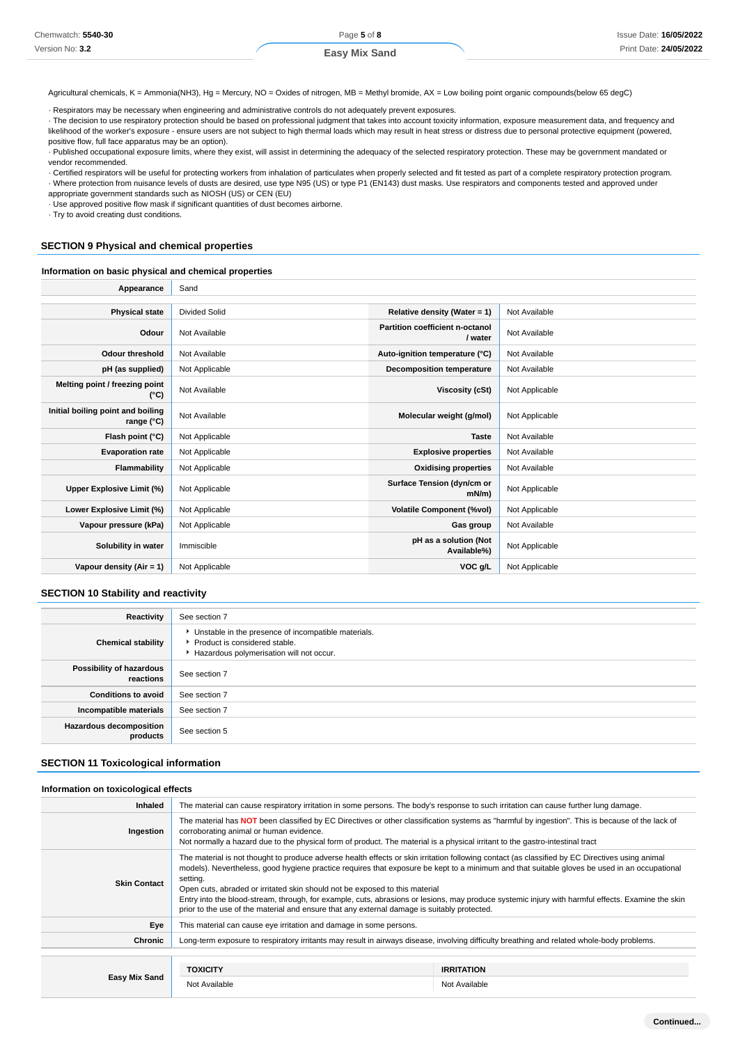Agricultural chemicals, K = Ammonia(NH3), Hg = Mercury, NO = Oxides of nitrogen, MB = Methyl bromide, AX = Low boiling point organic compounds(below 65 degC)

· Respirators may be necessary when engineering and administrative controls do not adequately prevent exposures.
· The decision to use respiratory protection should be based on professional judgment that takes into account toxicity information, exposure measurement data, and frequency and likelihood of the worker's exposure - ensure users are not subject to high thermal loads which may result in heat stress or distress due to personal protective equipment (powered, positive flow, full face apparatus may be an option).
· Published occupational exposure limits, where they exist, will assist in determining the adequacy of the selected respiratory protection. These may be government mandated or vendor recommended.
· Certified respirators will be useful for protecting workers from inhalation of particulates when properly selected and fit tested as part of a complete respiratory protection program.
· Where protection from nuisance levels of dusts are desired, use type N95 (US) or type P1 (EN143) dust masks. Use respirators and components tested and approved under appropriate government standards such as NIOSH (US) or CEN (EU)
· Use approved positive flow mask if significant quantities of dust becomes airborne.
· Try to avoid creating dust conditions.

## SECTION 9 Physical and chemical properties

### Information on basic physical and chemical properties

| **Appearance** | Sand | | |
|---|---|---|---|
| **Physical state** | Divided Solid | **Relative density (Water = 1)** | Not Available |
| **Odour** | Not Available | **Partition coefficient n-octanol / water** | Not Available |
| **Odour threshold** | Not Available | **Auto-ignition temperature (°C)** | Not Available |
| **pH (as supplied)** | Not Applicable | **Decomposition temperature** | Not Available |
| **Melting point / freezing point (°C)** | Not Available | **Viscosity (cSt)** | Not Applicable |
| **Initial boiling point and boiling range (°C)** | Not Available | **Molecular weight (g/mol)** | Not Applicable |
| **Flash point (°C)** | Not Applicable | **Taste** | Not Available |
| **Evaporation rate** | Not Applicable | **Explosive properties** | Not Available |
| **Flammability** | Not Applicable | **Oxidising properties** | Not Available |
| **Upper Explosive Limit (%)** | Not Applicable | **Surface Tension (dyn/cm or mN/m)** | Not Applicable |
| **Lower Explosive Limit (%)** | Not Applicable | **Volatile Component (%vol)** | Not Applicable |
| **Vapour pressure (kPa)** | Not Applicable | **Gas group** | Not Available |
| **Solubility in water** | Immiscible | **pH as a solution (Not Available%)** | Not Applicable |
| **Vapour density (Air = 1)** | Not Applicable | **VOC g/L** | Not Applicable |

## SECTION 10 Stability and reactivity

| | |
|---|---|
| **Reactivity** | See section 7 |
| **Chemical stability** | ▸ Unstable in the presence of incompatible materials.<br>▸ Product is considered stable.<br>▸ Hazardous polymerisation will not occur. |
| **Possibility of hazardous reactions** | See section 7 |
| **Conditions to avoid** | See section 7 |
| **Incompatible materials** | See section 7 |
| **Hazardous decomposition products** | See section 5 |

## SECTION 11 Toxicological information

### Information on toxicological effects

| | |
|---|---|
| **Inhaled** | The material can cause respiratory irritation in some persons. The body's response to such irritation can cause further lung damage. |
| **Ingestion** | The material has **NOT** been classified by EC Directives or other classification systems as "harmful by ingestion". This is because of the lack of corroborating animal or human evidence.<br>Not normally a hazard due to the physical form of product. The material is a physical irritant to the gastro-intestinal tract |
| **Skin Contact** | The material is not thought to produce adverse health effects or skin irritation following contact (as classified by EC Directives using animal models). Nevertheless, good hygiene practice requires that exposure be kept to a minimum and that suitable gloves be used in an occupational setting.<br>Open cuts, abraded or irritated skin should not be exposed to this material<br>Entry into the blood-stream, through, for example, cuts, abrasions or lesions, may produce systemic injury with harmful effects. Examine the skin prior to the use of the material and ensure that any external damage is suitably protected. |
| **Eye** | This material can cause eye irritation and damage in some persons. |
| **Chronic** | Long-term exposure to respiratory irritants may result in airways disease, involving difficulty breathing and related whole-body problems. |

| | TOXICITY | IRRITATION |
|---|---|---|
| **Easy Mix Sand** | Not Available | Not Available |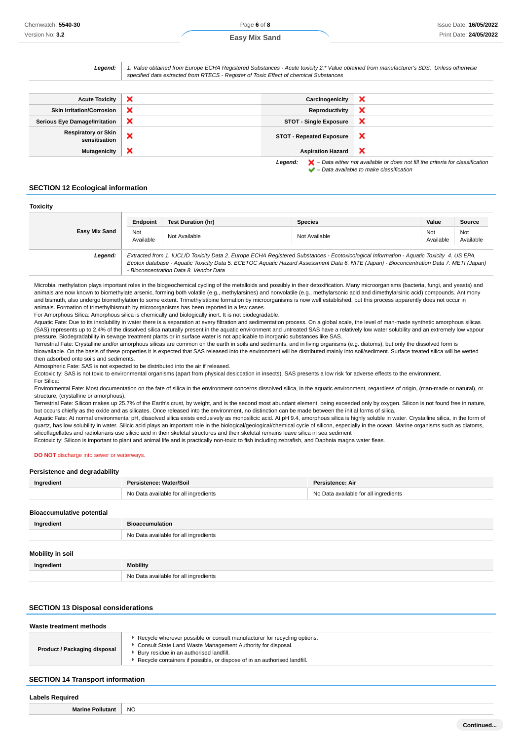| | |
|---|---|
| ***Legend:*** | *1. Value obtained from Europe ECHA Registered Substances - Acute toxicity 2.\* Value obtained from manufacturer's SDS. Unless otherwise specified data extracted from RTECS - Register of Toxic Effect of chemical Substances* |

| | | | |
|---|---|---|---|
| **Acute Toxicity** | ❌ | **Carcinogenicity** | ❌ |
| **Skin Irritation/Corrosion** | ❌ | **Reproductivity** | ❌ |
| **Serious Eye Damage/Irritation** | ❌ | **STOT - Single Exposure** | ❌ |
| **Respiratory or Skin sensitisation** | ❌ | **STOT - Repeated Exposure** | ❌ |
| **Mutagenicity** | ❌ | **Aspiration Hazard** | ❌ |

***Legend:*** ❌ *– Data either not available or does not fill the criteria for classification*
✔ *– Data available to make classification*

## SECTION 12 Ecological information

### Toxicity

| | Endpoint | Test Duration (hr) | Species | Value | Source |
|---|---|---|---|---|---|
| **Easy Mix Sand** | Not Available | Not Available | Not Available | Not Available | Not Available |

***Legend:*** *Extracted from 1. IUCLID Toxicity Data 2. Europe ECHA Registered Substances - Ecotoxicological Information - Aquatic Toxicity 4. US EPA, Ecotox database - Aquatic Toxicity Data 5. ECETOC Aquatic Hazard Assessment Data 6. NITE (Japan) - Bioconcentration Data 7. METI (Japan) - Bioconcentration Data 8. Vendor Data*

Microbial methylation plays important roles in the biogeochemical cycling of the metalloids and possibly in their detoxification. Many microorganisms (bacteria, fungi, and yeasts) and animals are now known to biomethylate arsenic, forming both volatile (e.g., methylarsines) and nonvolatile (e.g., methylarsinic acid and dimethylarsinic acid) compounds. Antimony and bismuth, also undergo biomethylation to some extent. Trimethylstibine formation by microorganisms is now well established, but this process apparently does not occur in animals. Formation of trimethylbismuth by microorganisms has been reported in a few cases.
For Amorphous Silica: Amorphous silica is chemically and biologically inert. It is not biodegradable.
Aquatic Fate: Due to its insolubility in water there is a separation at every filtration and sedimentation process. On a global scale, the level of man-made synthetic amorphous silicas (SAS) represents up to 2.4% of the dissolved silica naturally present in the aquatic environment and untreated SAS have a relatively low water solubility and an extremely low vapour pressure. Biodegradability in sewage treatment plants or in surface water is not applicable to inorganic substances like SAS.
Terrestrial Fate: Crystalline and/or amorphous silicas are common on the earth in soils and sediments, and in living organisms (e.g. diatoms), but only the dissolved form is bioavailable. On the basis of these properties it is expected that SAS released into the environment will be distributed mainly into soil/sediment. Surface treated silica will be wetted then adsorbed onto soils and sediments.
Atmospheric Fate: SAS is not expected to be distributed into the air if released.
Ecotoxicity: SAS is not toxic to environmental organisms (apart from physical desiccation in insects). SAS presents a low risk for adverse effects to the environment.
For Silica:
Environmental Fate: Most documentation on the fate of silica in the environment concerns dissolved silica, in the aquatic environment, regardless of origin, (man-made or natural), or structure, (crystalline or amorphous).
Terrestrial Fate: Silicon makes up 25.7% of the Earth's crust, by weight, and is the second most abundant element, being exceeded only by oxygen. Silicon is not found free in nature, but occurs chiefly as the oxide and as silicates. Once released into the environment, no distinction can be made between the initial forms of silica.
Aquatic Fate: At normal environmental pH, dissolved silica exists exclusively as monosilicic acid. At pH 9.4, amorphous silica is highly soluble in water. Crystalline silica, in the form of quartz, has low solubility in water. Silicic acid plays an important role in the biological/geological/chemical cycle of silicon, especially in the ocean. Marine organisms such as diatoms, silicoflagellates and radiolarians use silicic acid in their skeletal structures and their skeletal remains leave silica in sea sediment
Ecotoxicity: Silicon is important to plant and animal life and is practically non-toxic to fish including zebrafish, and Daphnia magna water fleas.

**DO NOT** discharge into sewer or waterways.

### Persistence and degradability

| Ingredient | Persistence: Water/Soil | Persistence: Air |
|---|---|---|
| | No Data available for all ingredients | No Data available for all ingredients |

### Bioaccumulative potential

| Ingredient | Bioaccumulation |
|---|---|
| | No Data available for all ingredients |

### Mobility in soil

| Ingredient | Mobility |
|---|---|
| | No Data available for all ingredients |

## SECTION 13 Disposal considerations

### Waste treatment methods

| | |
|---|---|
| **Product / Packaging disposal** | ‣ Recycle wherever possible or consult manufacturer for recycling options.<br>‣ Consult State Land Waste Management Authority for disposal.<br>‣ Bury residue in an authorised landfill.<br>‣ Recycle containers if possible, or dispose of in an authorised landfill. |

## SECTION 14 Transport information

### Labels Required

| | |
|---|---|
| **Marine Pollutant** | NO |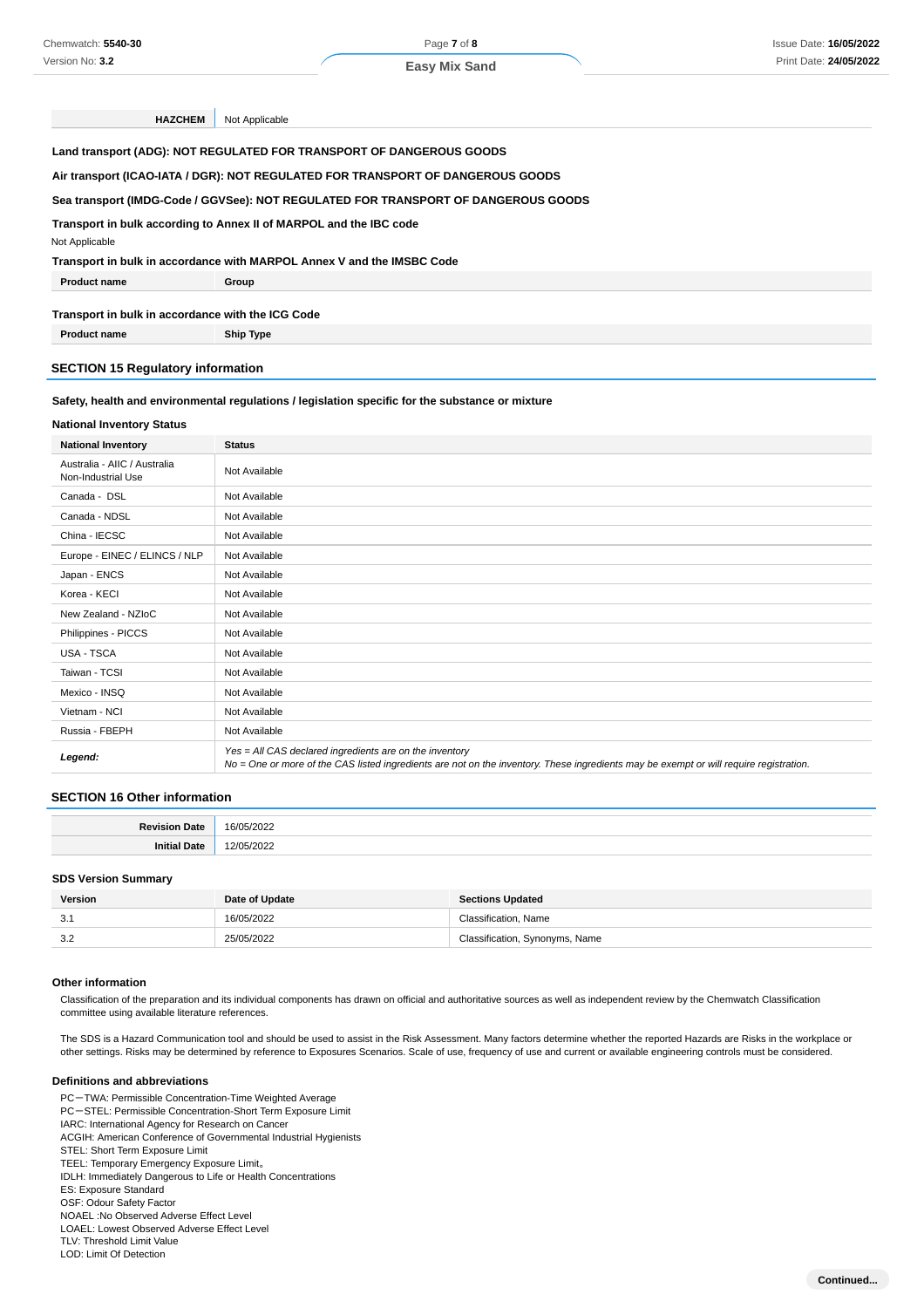| HAZCHEM | Not Applicable |
|---|---|

**Land transport (ADG): NOT REGULATED FOR TRANSPORT OF DANGEROUS GOODS**

**Air transport (ICAO-IATA / DGR): NOT REGULATED FOR TRANSPORT OF DANGEROUS GOODS**

**Sea transport (IMDG-Code / GGVSee): NOT REGULATED FOR TRANSPORT OF DANGEROUS GOODS**

**Transport in bulk according to Annex II of MARPOL and the IBC code**

Not Applicable

**Transport in bulk in accordance with MARPOL Annex V and the IMSBC Code**

| Product name | Group |
|---|---|

**Transport in bulk in accordance with the ICG Code**

| Product name | Ship Type |
|---|---|

## SECTION 15 Regulatory information

**Safety, health and environmental regulations / legislation specific for the substance or mixture**

**National Inventory Status**

| National Inventory | Status |
|---|---|
| Australia - AIIC / Australia Non-Industrial Use | Not Available |
| Canada - DSL | Not Available |
| Canada - NDSL | Not Available |
| China - IECSC | Not Available |
| Europe - EINEC / ELINCS / NLP | Not Available |
| Japan - ENCS | Not Available |
| Korea - KECI | Not Available |
| New Zealand - NZIoC | Not Available |
| Philippines - PICCS | Not Available |
| USA - TSCA | Not Available |
| Taiwan - TCSI | Not Available |
| Mexico - INSQ | Not Available |
| Vietnam - NCI | Not Available |
| Russia - FBEPH | Not Available |
| ***Legend:*** | *Yes = All CAS declared ingredients are on the inventory*<br>*No = One or more of the CAS listed ingredients are not on the inventory. These ingredients may be exempt or will require registration.* |

## SECTION 16 Other information

| Revision Date | 16/05/2022 |
|---|---|
| Initial Date | 12/05/2022 |

**SDS Version Summary**

| Version | Date of Update | Sections Updated |
|---|---|---|
| 3.1 | 16/05/2022 | Classification, Name |
| 3.2 | 25/05/2022 | Classification, Synonyms, Name |

**Other information**

Classification of the preparation and its individual components has drawn on official and authoritative sources as well as independent review by the Chemwatch Classification committee using available literature references.

The SDS is a Hazard Communication tool and should be used to assist in the Risk Assessment. Many factors determine whether the reported Hazards are Risks in the workplace or other settings. Risks may be determined by reference to Exposures Scenarios. Scale of use, frequency of use and current or available engineering controls must be considered.

**Definitions and abbreviations**

PC－TWA: Permissible Concentration-Time Weighted Average
PC－STEL: Permissible Concentration-Short Term Exposure Limit
IARC: International Agency for Research on Cancer
ACGIH: American Conference of Governmental Industrial Hygienists
STEL: Short Term Exposure Limit
TEEL: Temporary Emergency Exposure Limit。
IDLH: Immediately Dangerous to Life or Health Concentrations
ES: Exposure Standard
OSF: Odour Safety Factor
NOAEL :No Observed Adverse Effect Level
LOAEL: Lowest Observed Adverse Effect Level
TLV: Threshold Limit Value
LOD: Limit Of Detection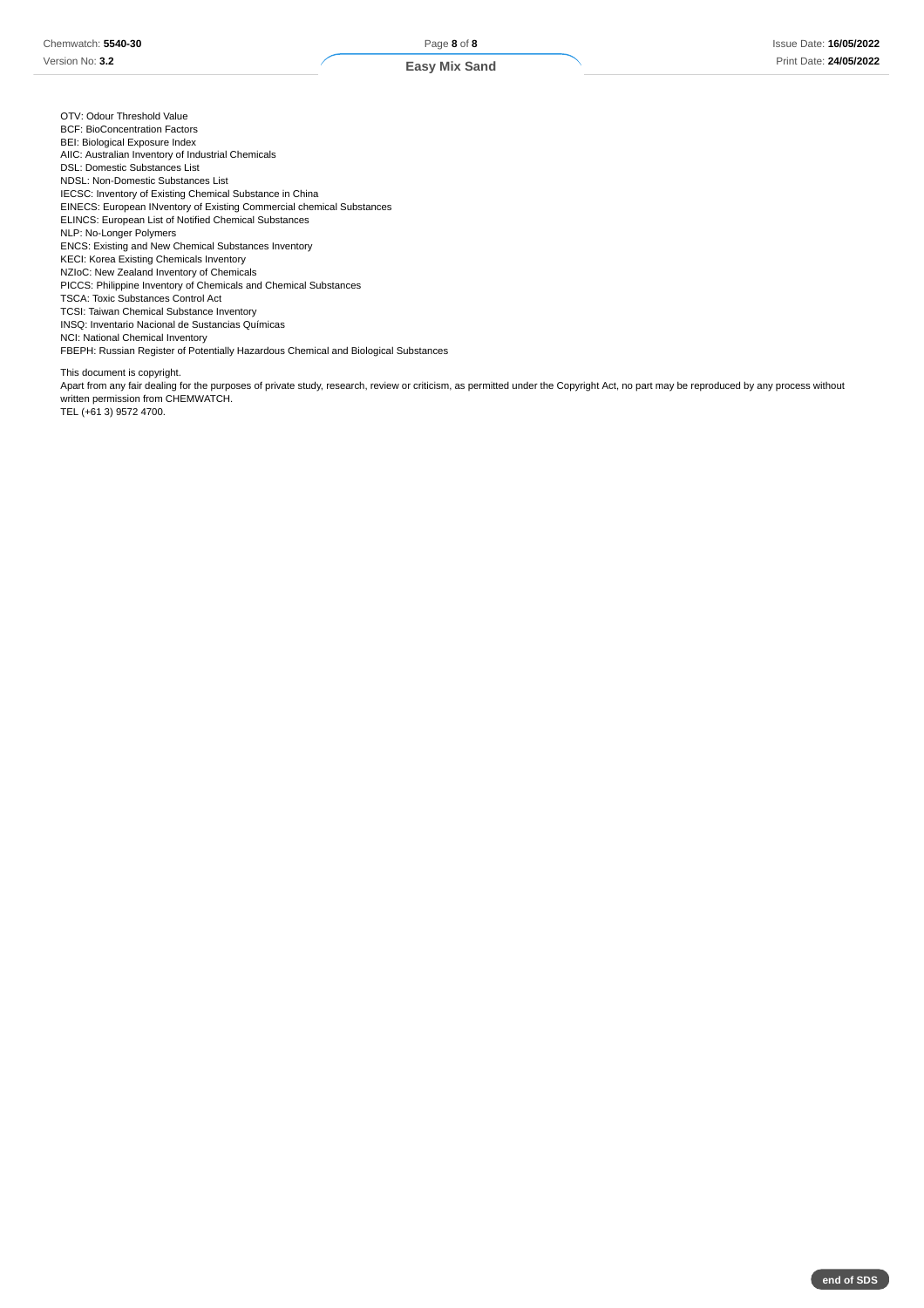OTV: Odour Threshold Value
BCF: BioConcentration Factors
BEI: Biological Exposure Index
AIIC: Australian Inventory of Industrial Chemicals
DSL: Domestic Substances List
NDSL: Non-Domestic Substances List
IECSC: Inventory of Existing Chemical Substance in China
EINECS: European INventory of Existing Commercial chemical Substances
ELINCS: European List of Notified Chemical Substances
NLP: No-Longer Polymers
ENCS: Existing and New Chemical Substances Inventory
KECI: Korea Existing Chemicals Inventory
NZIoC: New Zealand Inventory of Chemicals
PICCS: Philippine Inventory of Chemicals and Chemical Substances
TSCA: Toxic Substances Control Act
TCSI: Taiwan Chemical Substance Inventory
INSQ: Inventario Nacional de Sustancias Químicas
NCI: National Chemical Inventory
FBEPH: Russian Register of Potentially Hazardous Chemical and Biological Substances

This document is copyright.
Apart from any fair dealing for the purposes of private study, research, review or criticism, as permitted under the Copyright Act, no part may be reproduced by any process without written permission from CHEMWATCH.
TEL (+61 3) 9572 4700.

**end of SDS**